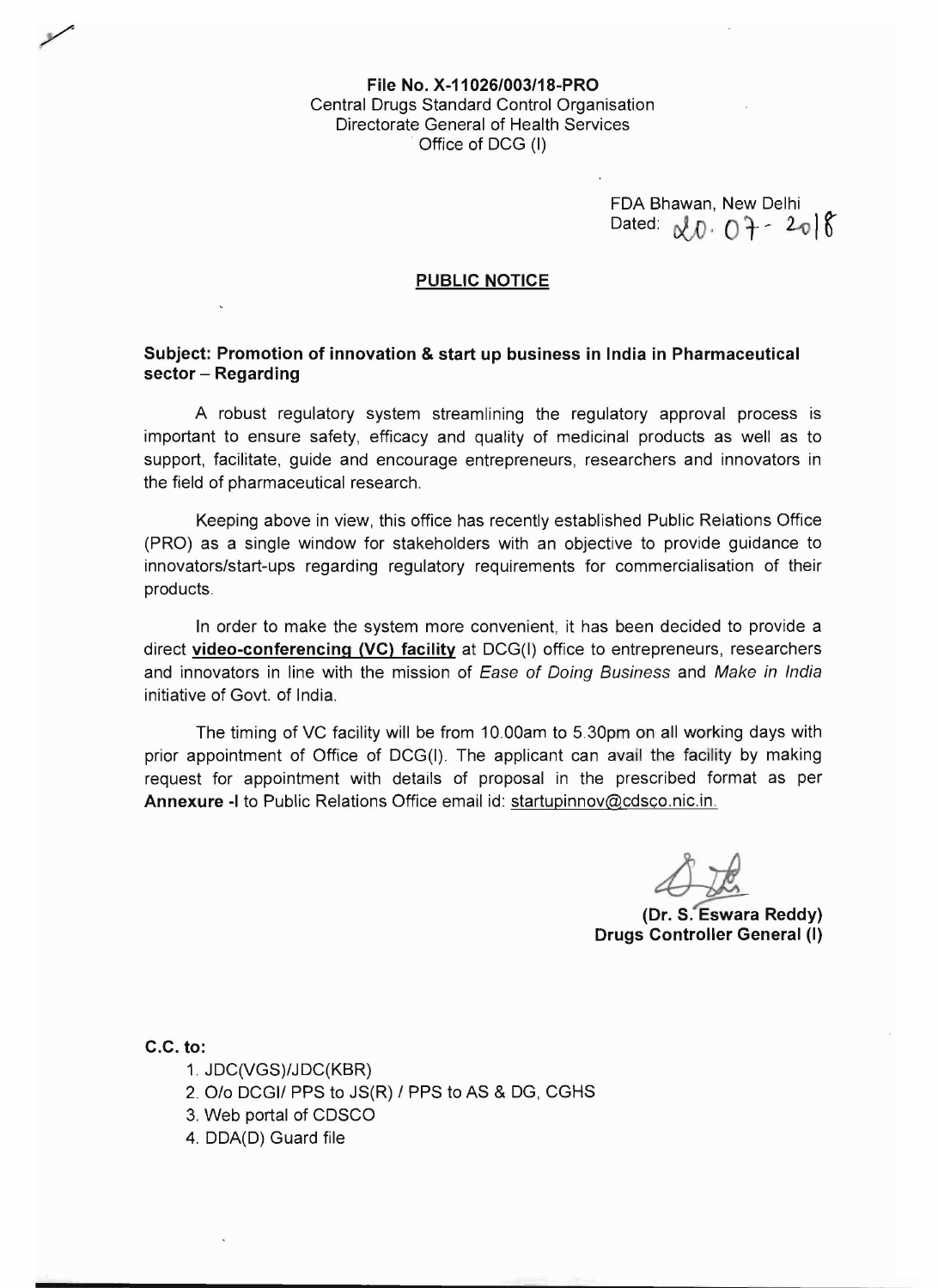**File No. X-11026/003/18-PRO**
Central Drugs Standard Control Organisation
Directorate General of Health Services
Office of DCG (I)

FDA Bhawan, New Delhi
Dated: 20.07-2018

## PUBLIC NOTICE

**Subject: Promotion of innovation & start up business in India in Pharmaceutical sector – Regarding**

A robust regulatory system streamlining the regulatory approval process is important to ensure safety, efficacy and quality of medicinal products as well as to support, facilitate, guide and encourage entrepreneurs, researchers and innovators in the field of pharmaceutical research.

Keeping above in view, this office has recently established Public Relations Office (PRO) as a single window for stakeholders with an objective to provide guidance to innovators/start-ups regarding regulatory requirements for commercialisation of their products.

In order to make the system more convenient, it has been decided to provide a direct **video-conferencing (VC) facility** at DCG(I) office to entrepreneurs, researchers and innovators in line with the mission of *Ease of Doing Business* and *Make in India* initiative of Govt. of India.

The timing of VC facility will be from 10.00am to 5.30pm on all working days with prior appointment of Office of DCG(I). The applicant can avail the facility by making request for appointment with details of proposal in the prescribed format as per **Annexure -I** to Public Relations Office email id: startupinnov@cdsco.nic.in.

**(Dr. S. Eswara Reddy)**
**Drugs Controller General (I)**

**C.C. to:**

1. JDC(VGS)/JDC(KBR)
2. O/o DCGI/ PPS to JS(R) / PPS to AS & DG, CGHS
3. Web portal of CDSCO
4. DDA(D) Guard file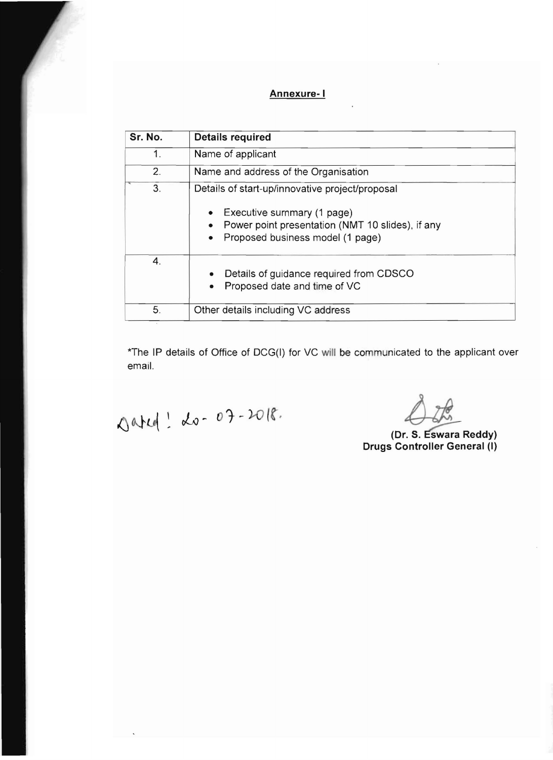**Annexure- I**

| Sr. No. | Details required |
|---|---|
| 1. | Name of applicant |
| 2. | Name and address of the Organisation |
| 3. | Details of start-up/innovative project/proposal<br>• Executive summary (1 page)<br>• Power point presentation (NMT 10 slides), if any<br>• Proposed business model (1 page) |
| 4. | • Details of guidance required from CDSCO<br>• Proposed date and time of VC |
| 5. | Other details including VC address |

*The IP details of Office of DCG(I) for VC will be communicated to the applicant over email.

Dated : 20-07-2018.

**(Dr. S. Eswara Reddy)**
**Drugs Controller General (I)**